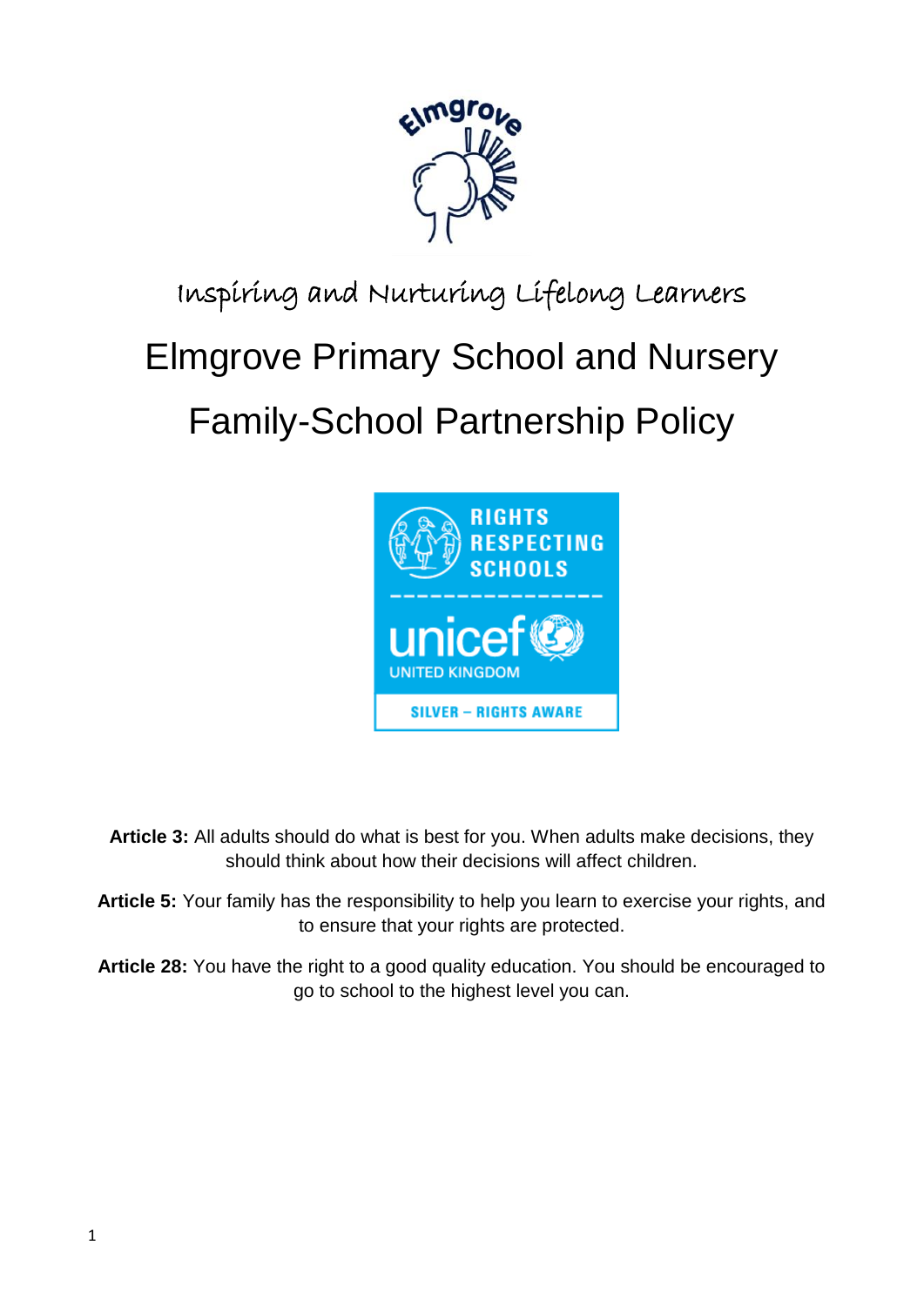Inspiring and Nurturing Lifelong Learners

# Elmgrove Primary School and Nursery

# Family-School Partnership Policy

**Article 3:** All adults should do what is best for you. When adults make decisions, they should think about how their decisions will affect children.

**Article 5:** Your family has the responsibility to help you learn to exercise your rights, and to ensure that your rights are protected.

**Article 28:** You have the right to a good quality education. You should be encouraged to go to school to the highest level you can.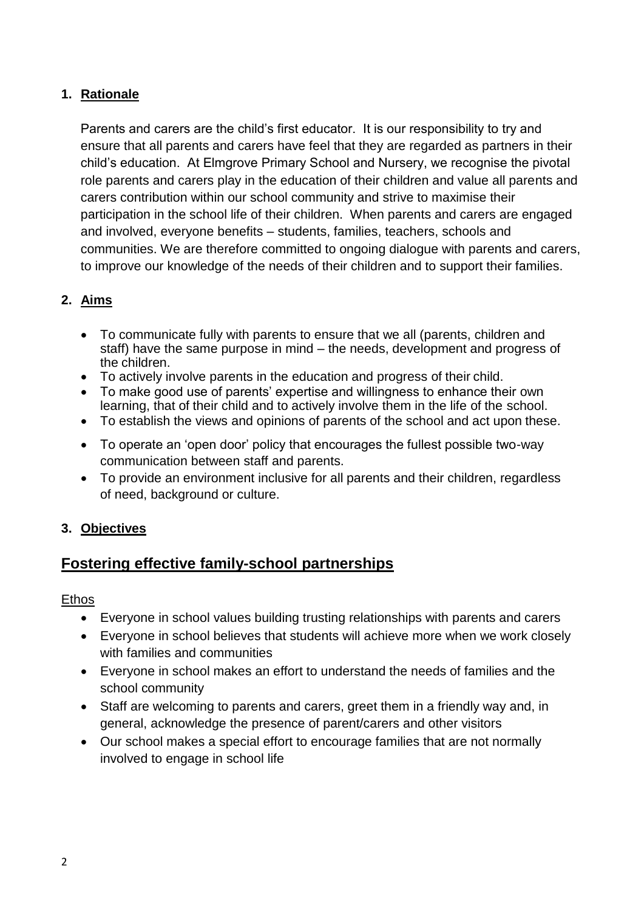## 1. Rationale

Parents and carers are the child's first educator. It is our responsibility to try and ensure that all parents and carers have feel that they are regarded as partners in their child's education. At Elmgrove Primary School and Nursery, we recognise the pivotal role parents and carers play in the education of their children and value all parents and carers contribution within our school community and strive to maximise their participation in the school life of their children. When parents and carers are engaged and involved, everyone benefits – students, families, teachers, schools and communities. We are therefore committed to ongoing dialogue with parents and carers, to improve our knowledge of the needs of their children and to support their families.

## 2. Aims

- To communicate fully with parents to ensure that we all (parents, children and staff) have the same purpose in mind – the needs, development and progress of the children.
- To actively involve parents in the education and progress of their child.
- To make good use of parents' expertise and willingness to enhance their own learning, that of their child and to actively involve them in the life of the school.
- To establish the views and opinions of parents of the school and act upon these.
- To operate an 'open door' policy that encourages the fullest possible two-way communication between staff and parents.
- To provide an environment inclusive for all parents and their children, regardless of need, background or culture.

## 3. Objectives

# Fostering effective family-school partnerships

Ethos

- Everyone in school values building trusting relationships with parents and carers
- Everyone in school believes that students will achieve more when we work closely with families and communities
- Everyone in school makes an effort to understand the needs of families and the school community
- Staff are welcoming to parents and carers, greet them in a friendly way and, in general, acknowledge the presence of parent/carers and other visitors
- Our school makes a special effort to encourage families that are not normally involved to engage in school life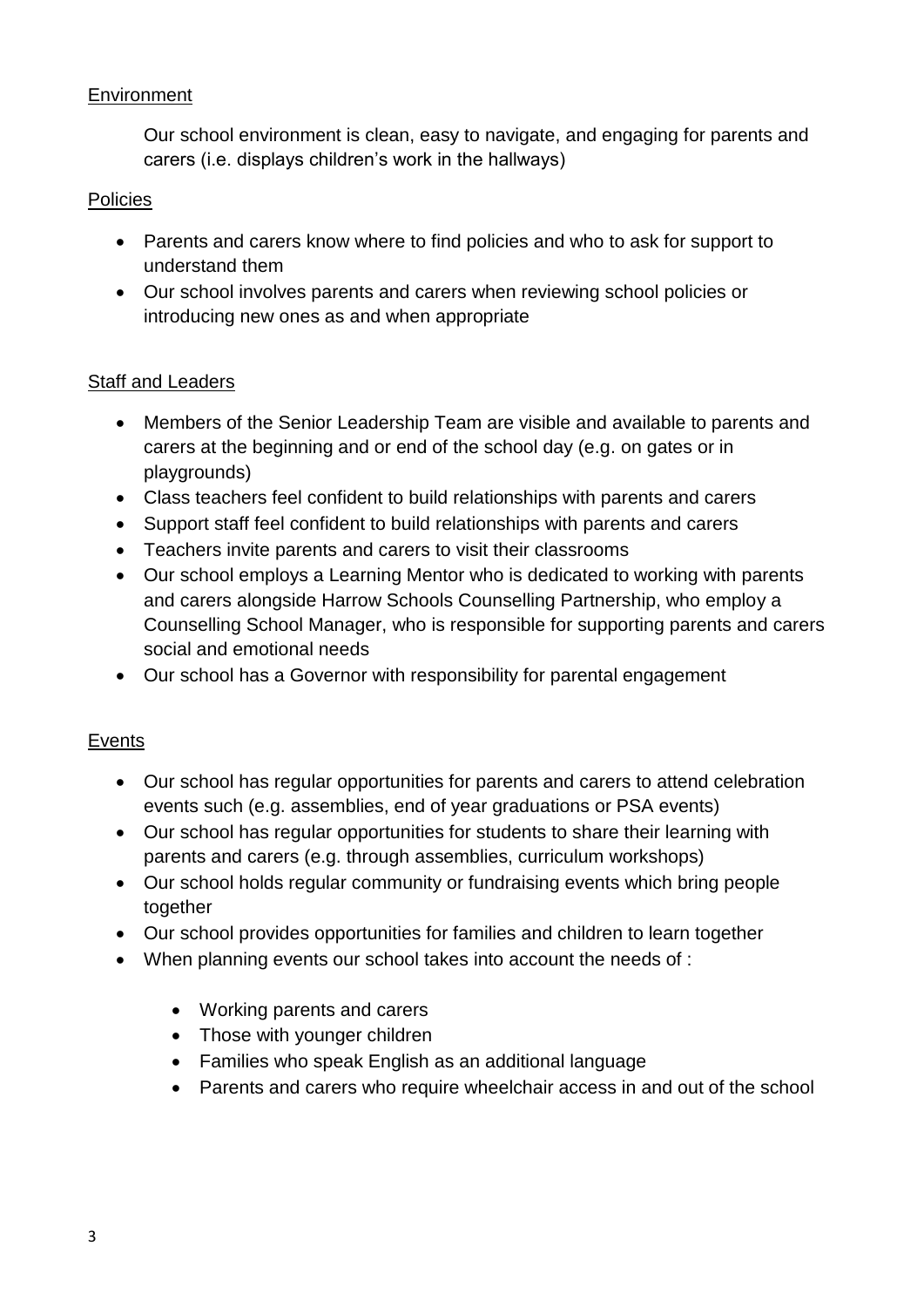## Environment

Our school environment is clean, easy to navigate, and engaging for parents and carers (i.e. displays children's work in the hallways)

## Policies

- Parents and carers know where to find policies and who to ask for support to understand them
- Our school involves parents and carers when reviewing school policies or introducing new ones as and when appropriate

## Staff and Leaders

- Members of the Senior Leadership Team are visible and available to parents and carers at the beginning and or end of the school day (e.g. on gates or in playgrounds)
- Class teachers feel confident to build relationships with parents and carers
- Support staff feel confident to build relationships with parents and carers
- Teachers invite parents and carers to visit their classrooms
- Our school employs a Learning Mentor who is dedicated to working with parents and carers alongside Harrow Schools Counselling Partnership, who employ a Counselling School Manager, who is responsible for supporting parents and carers social and emotional needs
- Our school has a Governor with responsibility for parental engagement

## Events

- Our school has regular opportunities for parents and carers to attend celebration events such (e.g. assemblies, end of year graduations or PSA events)
- Our school has regular opportunities for students to share their learning with parents and carers (e.g. through assemblies, curriculum workshops)
- Our school holds regular community or fundraising events which bring people together
- Our school provides opportunities for families and children to learn together
- When planning events our school takes into account the needs of :
  - Working parents and carers
  - Those with younger children
  - Families who speak English as an additional language
  - Parents and carers who require wheelchair access in and out of the school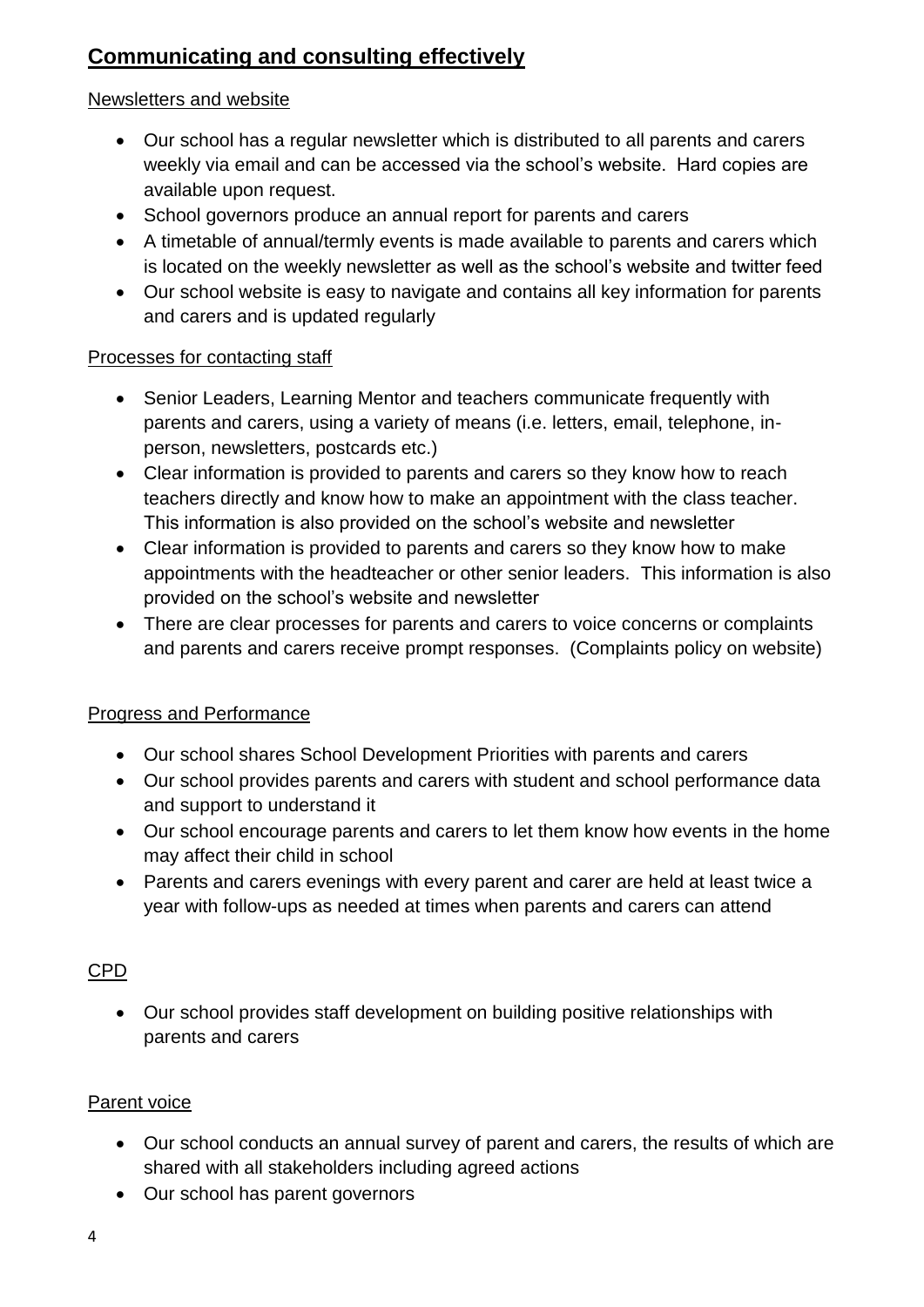## Communicating and consulting effectively

### Newsletters and website

- Our school has a regular newsletter which is distributed to all parents and carers weekly via email and can be accessed via the school's website. Hard copies are available upon request.
- School governors produce an annual report for parents and carers
- A timetable of annual/termly events is made available to parents and carers which is located on the weekly newsletter as well as the school's website and twitter feed
- Our school website is easy to navigate and contains all key information for parents and carers and is updated regularly

### Processes for contacting staff

- Senior Leaders, Learning Mentor and teachers communicate frequently with parents and carers, using a variety of means (i.e. letters, email, telephone, in-person, newsletters, postcards etc.)
- Clear information is provided to parents and carers so they know how to reach teachers directly and know how to make an appointment with the class teacher. This information is also provided on the school's website and newsletter
- Clear information is provided to parents and carers so they know how to make appointments with the headteacher or other senior leaders. This information is also provided on the school's website and newsletter
- There are clear processes for parents and carers to voice concerns or complaints and parents and carers receive prompt responses. (Complaints policy on website)

### Progress and Performance

- Our school shares School Development Priorities with parents and carers
- Our school provides parents and carers with student and school performance data and support to understand it
- Our school encourage parents and carers to let them know how events in the home may affect their child in school
- Parents and carers evenings with every parent and carer are held at least twice a year with follow-ups as needed at times when parents and carers can attend

### CPD

- Our school provides staff development on building positive relationships with parents and carers

### Parent voice

- Our school conducts an annual survey of parent and carers, the results of which are shared with all stakeholders including agreed actions
- Our school has parent governors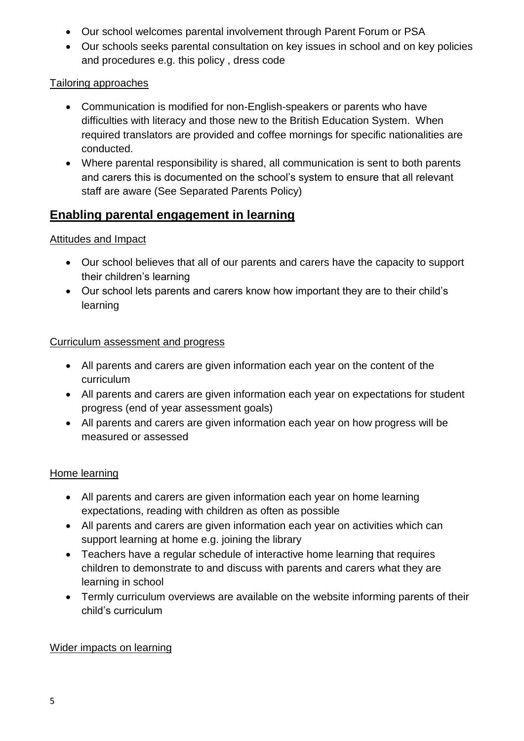- Our school welcomes parental involvement through Parent Forum or PSA
- Our schools seeks parental consultation on key issues in school and on key policies and procedures e.g. this policy , dress code

Tailoring approaches

- Communication is modified for non-English-speakers or parents who have difficulties with literacy and those new to the British Education System. When required translators are provided and coffee mornings for specific nationalities are conducted.
- Where parental responsibility is shared, all communication is sent to both parents and carers this is documented on the school's system to ensure that all relevant staff are aware (See Separated Parents Policy)

## Enabling parental engagement in learning

Attitudes and Impact

- Our school believes that all of our parents and carers have the capacity to support their children's learning
- Our school lets parents and carers know how important they are to their child's learning

Curriculum assessment and progress

- All parents and carers are given information each year on the content of the curriculum
- All parents and carers are given information each year on expectations for student progress (end of year assessment goals)
- All parents and carers are given information each year on how progress will be measured or assessed

Home learning

- All parents and carers are given information each year on home learning expectations, reading with children as often as possible
- All parents and carers are given information each year on activities which can support learning at home e.g. joining the library
- Teachers have a regular schedule of interactive home learning that requires children to demonstrate to and discuss with parents and carers what they are learning in school
- Termly curriculum overviews are available on the website informing parents of their child's curriculum

Wider impacts on learning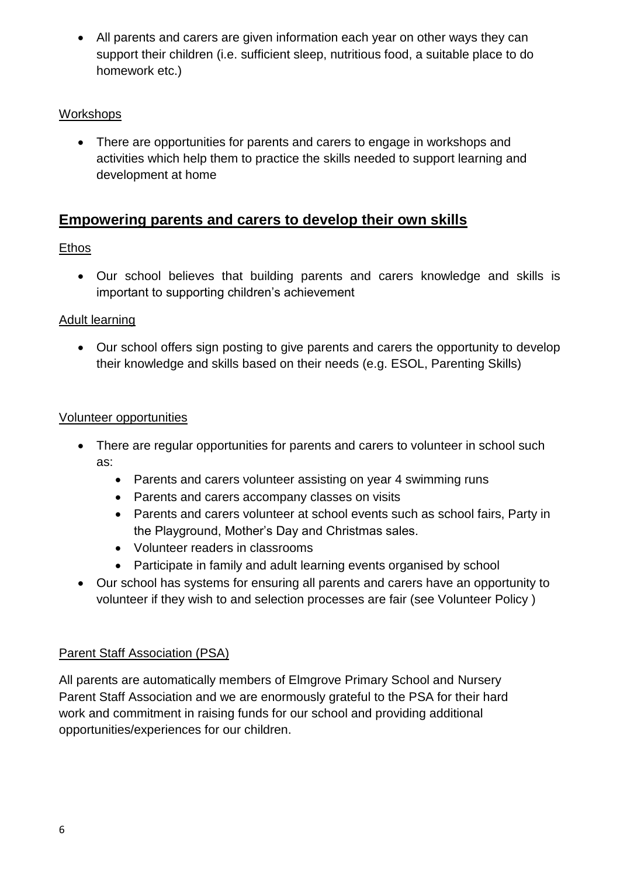- All parents and carers are given information each year on other ways they can support their children (i.e. sufficient sleep, nutritious food, a suitable place to do homework etc.)

### Workshops

- There are opportunities for parents and carers to engage in workshops and activities which help them to practice the skills needed to support learning and development at home

## Empowering parents and carers to develop their own skills

### Ethos

- Our school believes that building parents and carers knowledge and skills is important to supporting children's achievement

### Adult learning

- Our school offers sign posting to give parents and carers the opportunity to develop their knowledge and skills based on their needs (e.g. ESOL, Parenting Skills)

### Volunteer opportunities

- There are regular opportunities for parents and carers to volunteer in school such as:
  - Parents and carers volunteer assisting on year 4 swimming runs
  - Parents and carers accompany classes on visits
  - Parents and carers volunteer at school events such as school fairs, Party in the Playground, Mother's Day and Christmas sales.
  - Volunteer readers in classrooms
  - Participate in family and adult learning events organised by school
- Our school has systems for ensuring all parents and carers have an opportunity to volunteer if they wish to and selection processes are fair (see Volunteer Policy )

### Parent Staff Association (PSA)

All parents are automatically members of Elmgrove Primary School and Nursery Parent Staff Association and we are enormously grateful to the PSA for their hard work and commitment in raising funds for our school and providing additional opportunities/experiences for our children.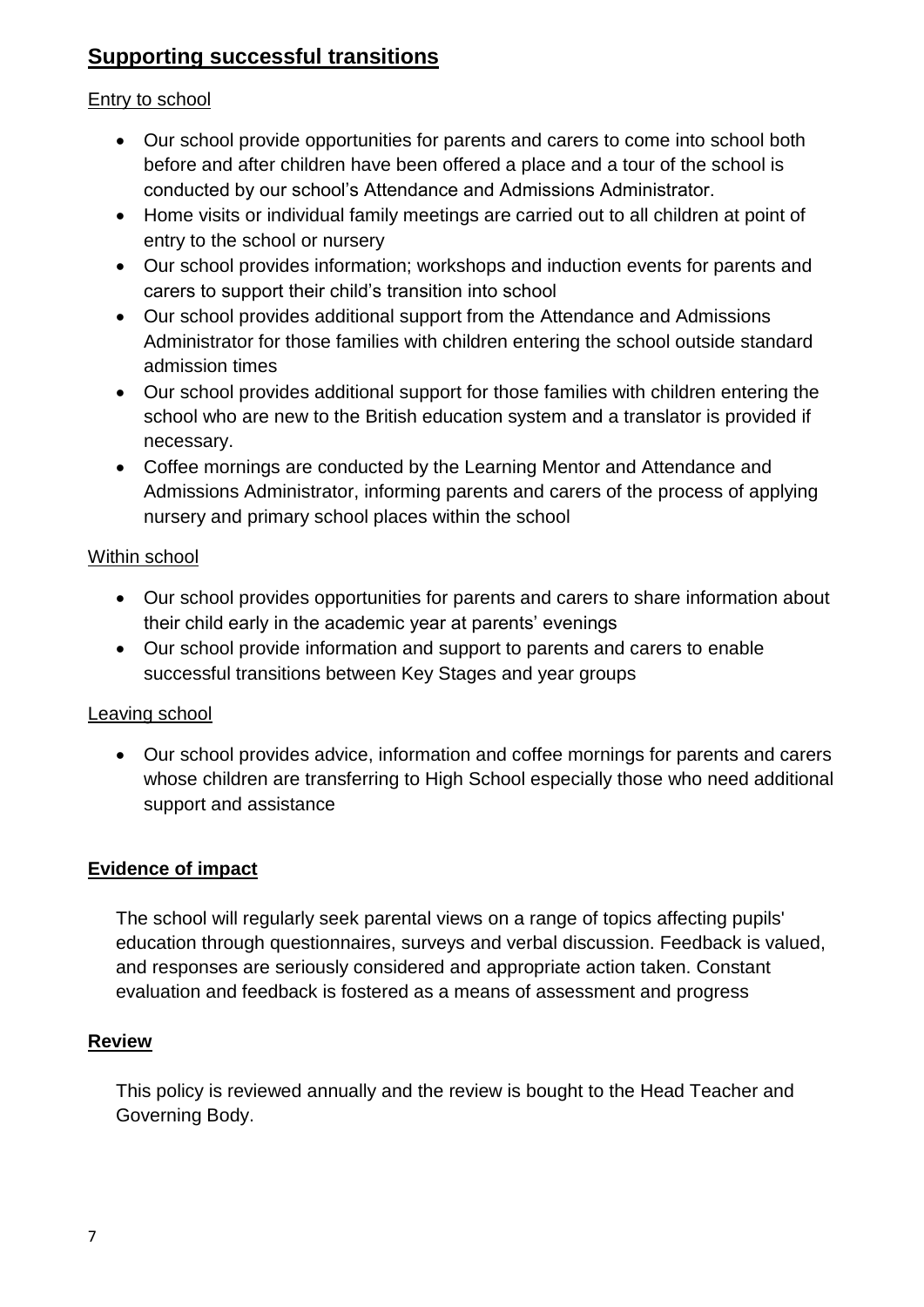## Supporting successful transitions

### Entry to school

- Our school provide opportunities for parents and carers to come into school both before and after children have been offered a place and a tour of the school is conducted by our school's Attendance and Admissions Administrator.
- Home visits or individual family meetings are carried out to all children at point of entry to the school or nursery
- Our school provides information; workshops and induction events for parents and carers to support their child's transition into school
- Our school provides additional support from the Attendance and Admissions Administrator for those families with children entering the school outside standard admission times
- Our school provides additional support for those families with children entering the school who are new to the British education system and a translator is provided if necessary.
- Coffee mornings are conducted by the Learning Mentor and Attendance and Admissions Administrator, informing parents and carers of the process of applying nursery and primary school places within the school

### Within school

- Our school provides opportunities for parents and carers to share information about their child early in the academic year at parents' evenings
- Our school provide information and support to parents and carers to enable successful transitions between Key Stages and year groups

### Leaving school

- Our school provides advice, information and coffee mornings for parents and carers whose children are transferring to High School especially those who need additional support and assistance

## Evidence of impact

The school will regularly seek parental views on a range of topics affecting pupils' education through questionnaires, surveys and verbal discussion. Feedback is valued, and responses are seriously considered and appropriate action taken. Constant evaluation and feedback is fostered as a means of assessment and progress

## Review

This policy is reviewed annually and the review is bought to the Head Teacher and Governing Body.